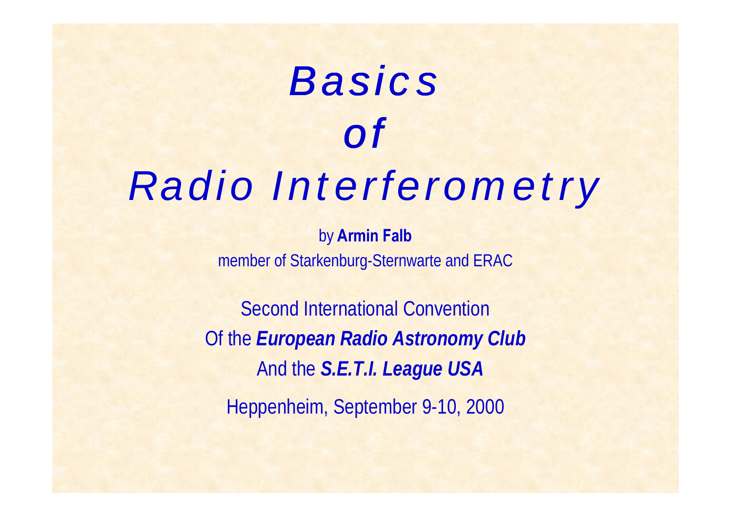# *Basics of Radio Interferometry*

by **Armin Falb**

member of Starkenburg-Sternwarte and ERAC

Second International Convention

Of the ***European Radio Astronomy Club***

And the ***S.E.T.I. League USA***

Heppenheim, September 9-10, 2000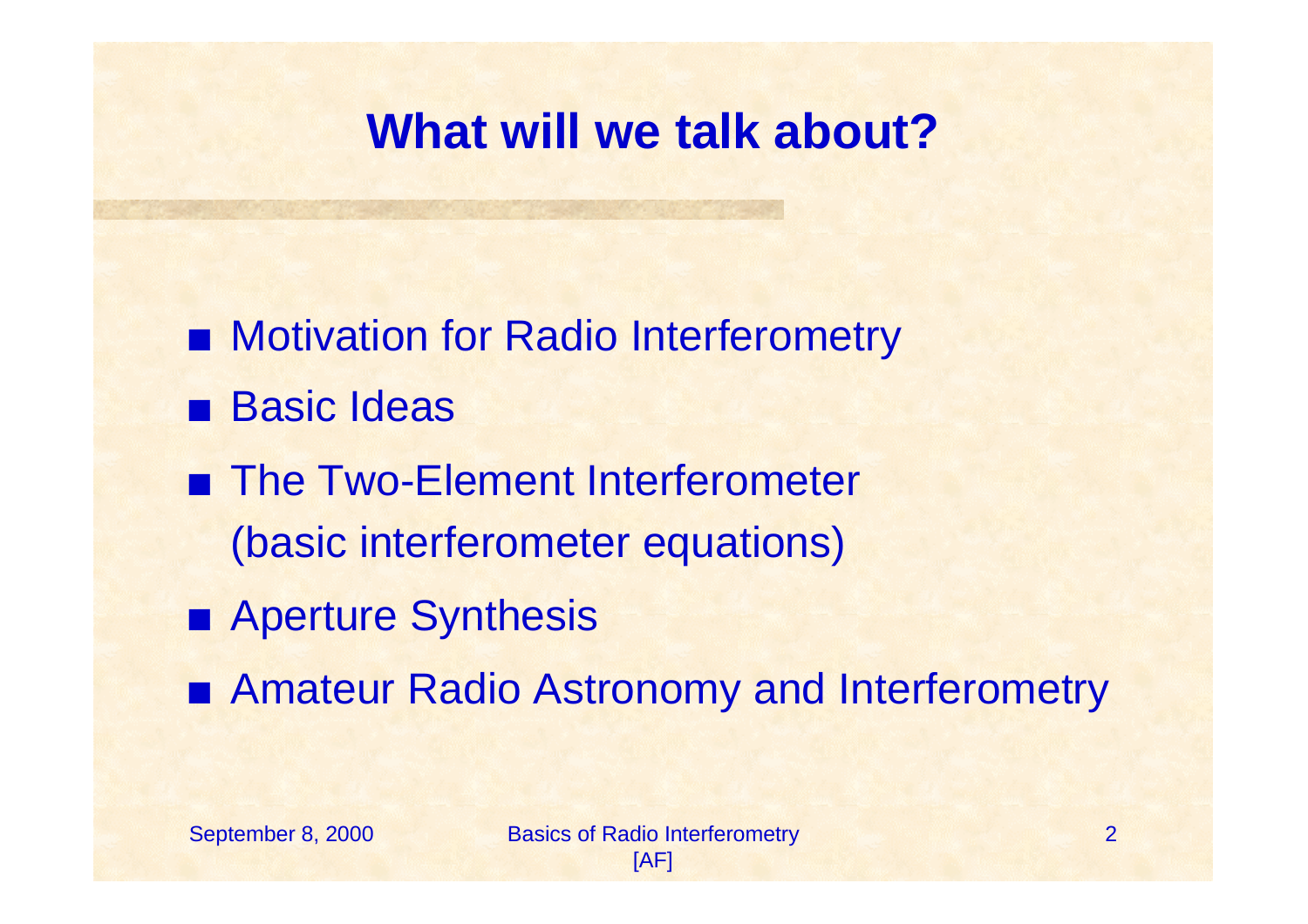# What will we talk about?

- Motivation for Radio Interferometry
- Basic Ideas
- The Two-Element Interferometer
  (basic interferometer equations)
- Aperture Synthesis
- Amateur Radio Astronomy and Interferometry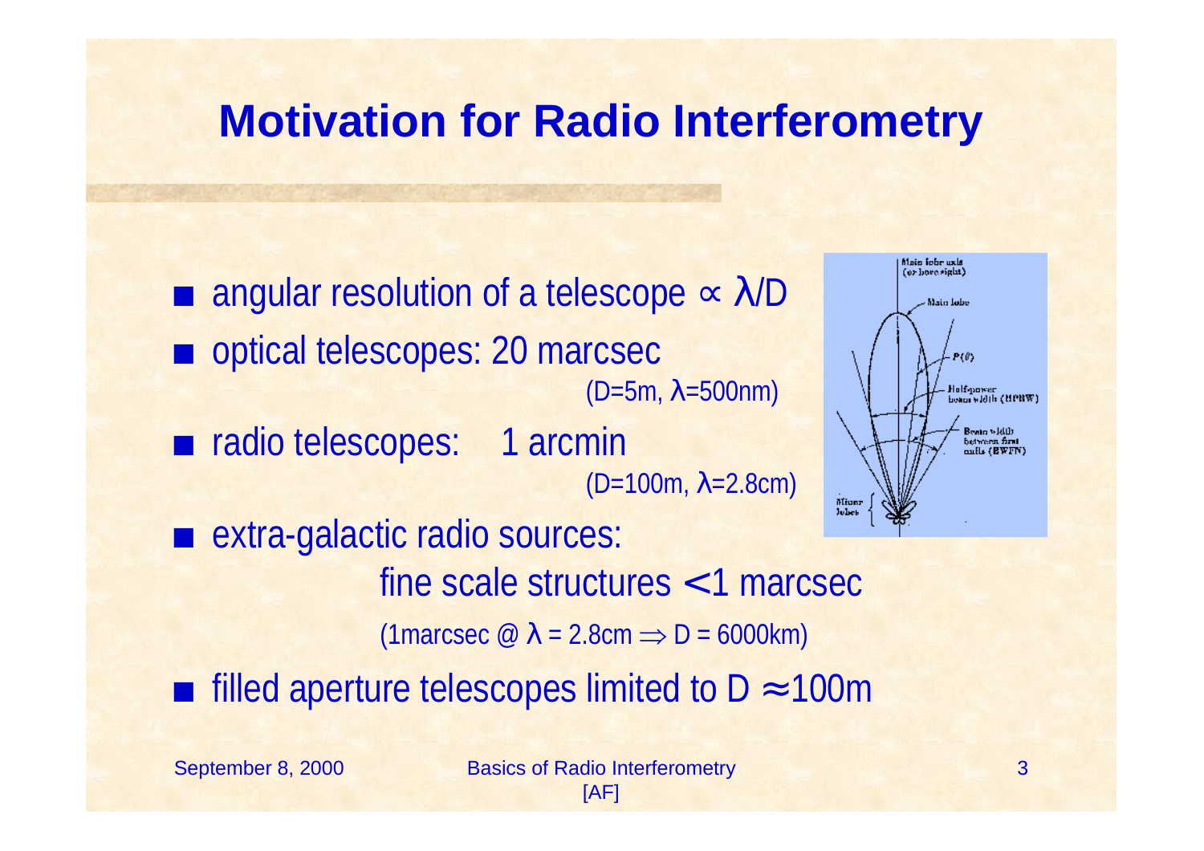# Motivation for Radio Interferometry

- angular resolution of a telescope $\propto \lambda/D$
- optical telescopes: 20 marcsec
  (D=5m, $\lambda$=500nm)
- radio telescopes: 1 arcmin
  (D=100m, $\lambda$=2.8cm)
- extra-galactic radio sources:
  fine scale structures $<$1 marcsec
  (1marcsec @ $\lambda$ = 2.8cm $\Rightarrow$ D = 6000km)
- filled aperture telescopes limited to D $\approx$100m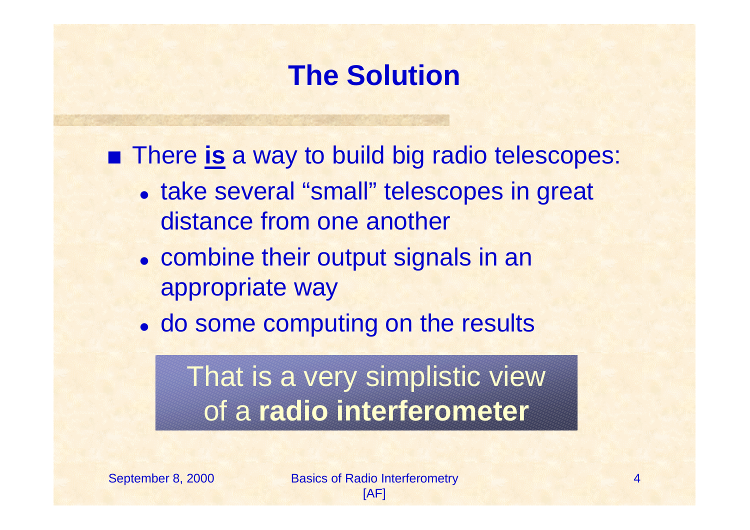# The Solution

- There **<u>is</u>** a way to build big radio telescopes:
  - take several "small" telescopes in great distance from one another
  - combine their output signals in an appropriate way
  - do some computing on the results

That is a very simplistic view of a **radio interferometer**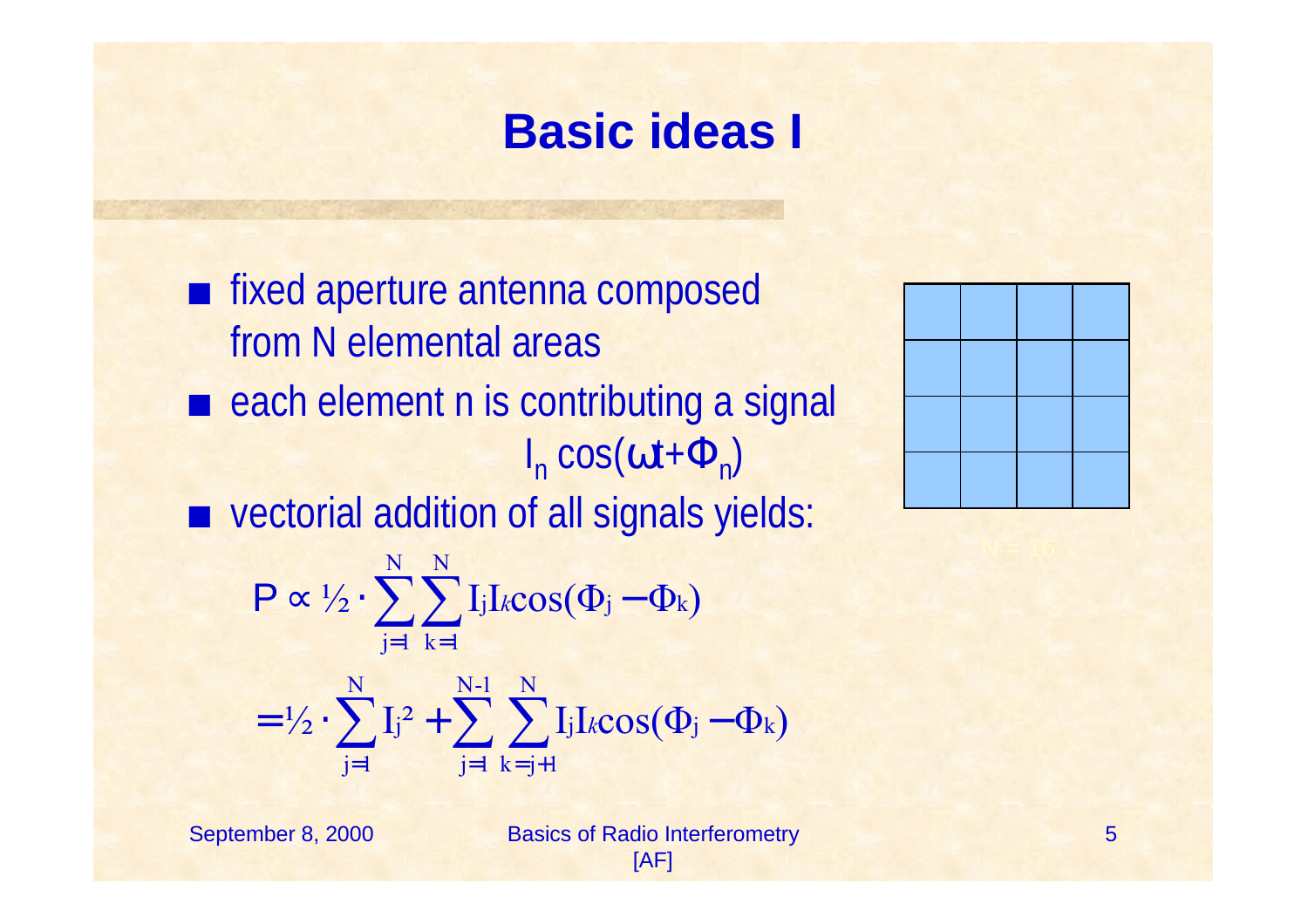# Basic ideas I

- fixed aperture antenna composed from N elemental areas
- each element n is contributing a signal $I_n \cos(\omega t + \Phi_n)$
- vectorial addition of all signals yields:

$$P \propto \frac{1}{2} \cdot \sum_{j=1}^{N} \sum_{k=1}^{N} I_j I_k \cos(\Phi_j - \Phi_k)$$

$$= \frac{1}{2} \cdot \sum_{j=1}^{N} I_j^2 + \sum_{j=1}^{N-1} \sum_{k=j+1}^{N} I_j I_k \cos(\Phi_j - \Phi_k)$$

N = 16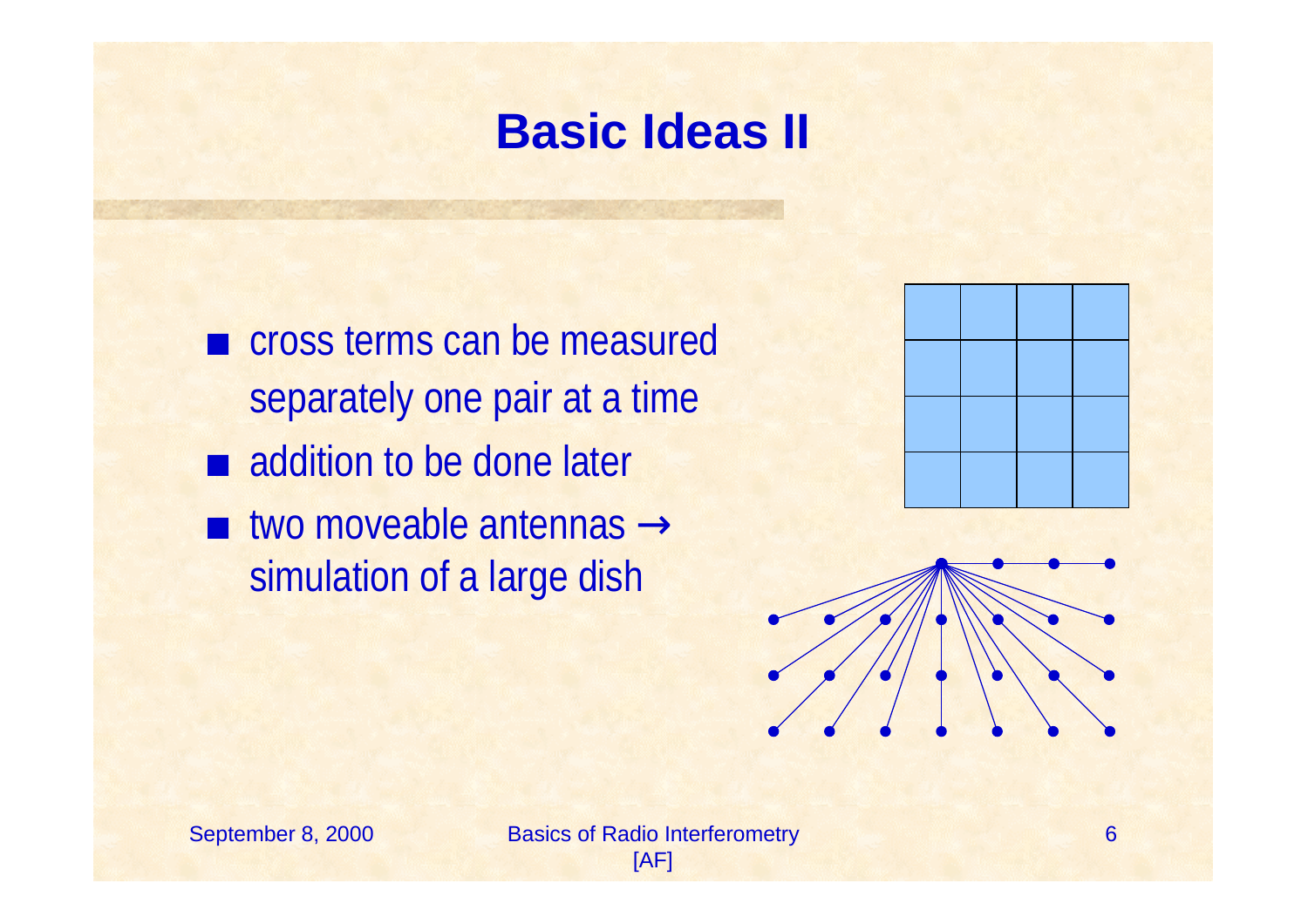# Basic Ideas II

- cross terms can be measured separately one pair at a time
- addition to be done later
- two moveable antennas → simulation of a large dish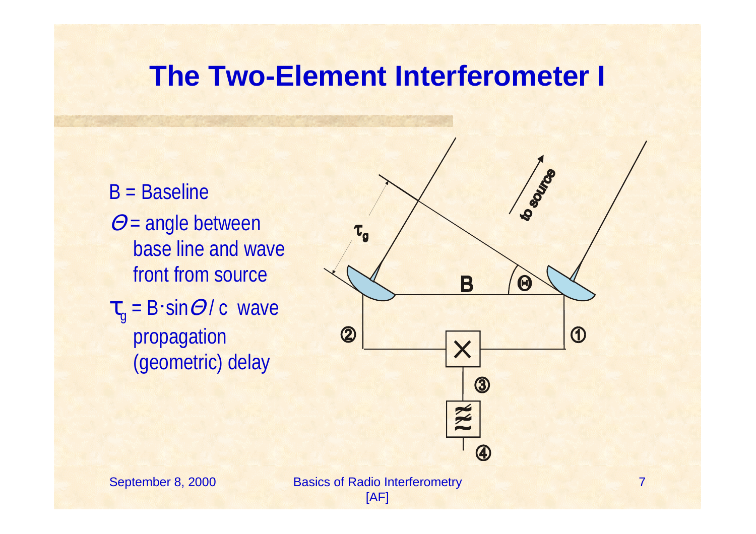# The Two-Element Interferometer I

B = Baseline

$\Theta$ = angle between base line and wave front from source

$\tau_g = B \cdot \sin\Theta / c$ wave propagation (geometric) delay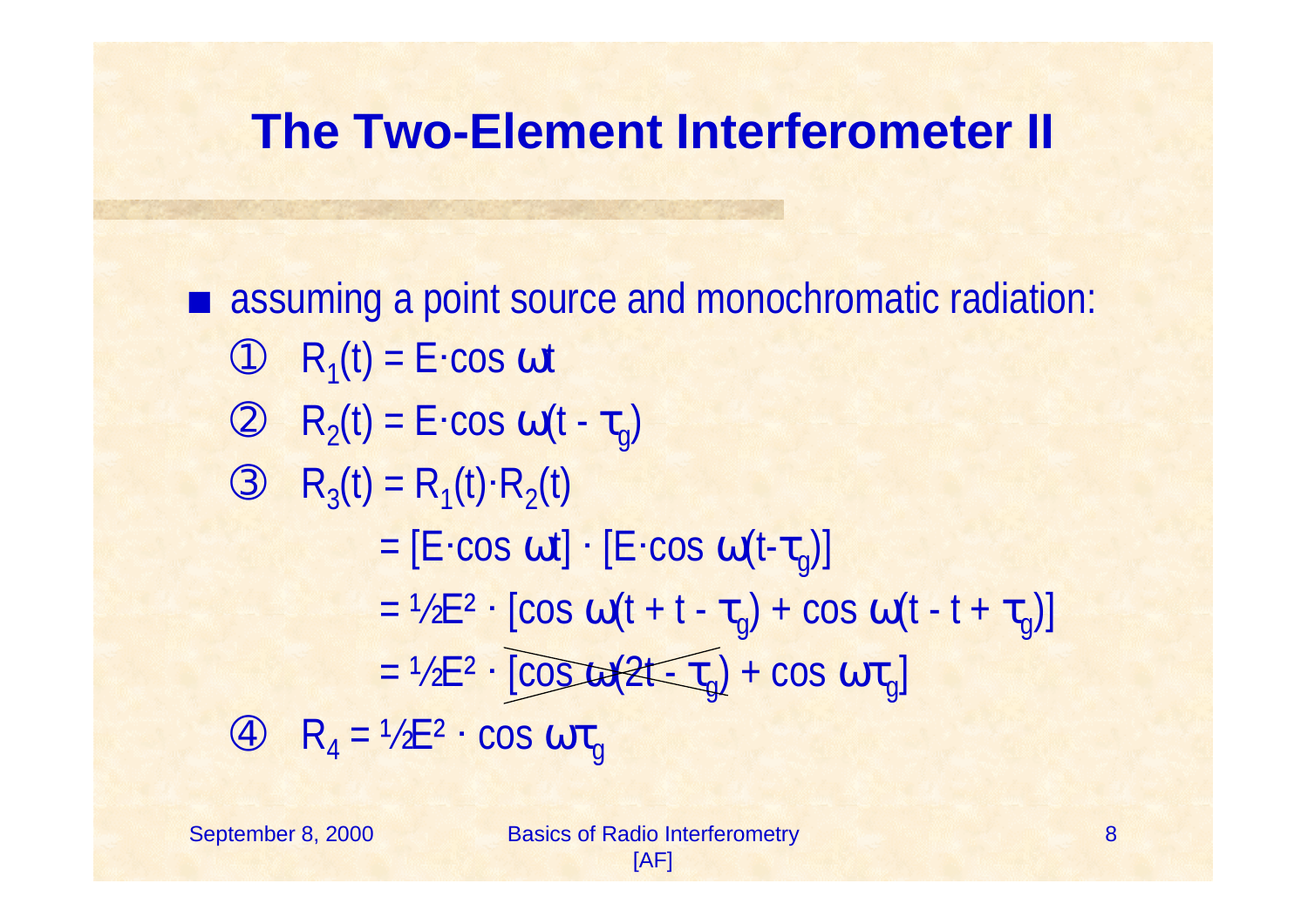# The Two-Element Interferometer II

- assuming a point source and monochromatic radiation:

① $R_1(t) = E \cdot \cos \omega t$

② $R_2(t) = E \cdot \cos \omega (t - \tau_g)$

③ $R_3(t) = R_1(t) \cdot R_2(t)$

$$= [E \cdot \cos \omega t] \cdot [E \cdot \cos \omega (t - \tau_g)]$$

$$= \tfrac{1}{2} E^2 \cdot [\cos \omega (t + t - \tau_g) + \cos \omega (t - t + \tau_g)]$$

$$= \tfrac{1}{2} E^2 \cdot [\cancel{\cos \omega (2t - \tau_g)} + \cos \omega \tau_g]$$

④ $R_4 = \tfrac{1}{2} E^2 \cdot \cos \omega \tau_g$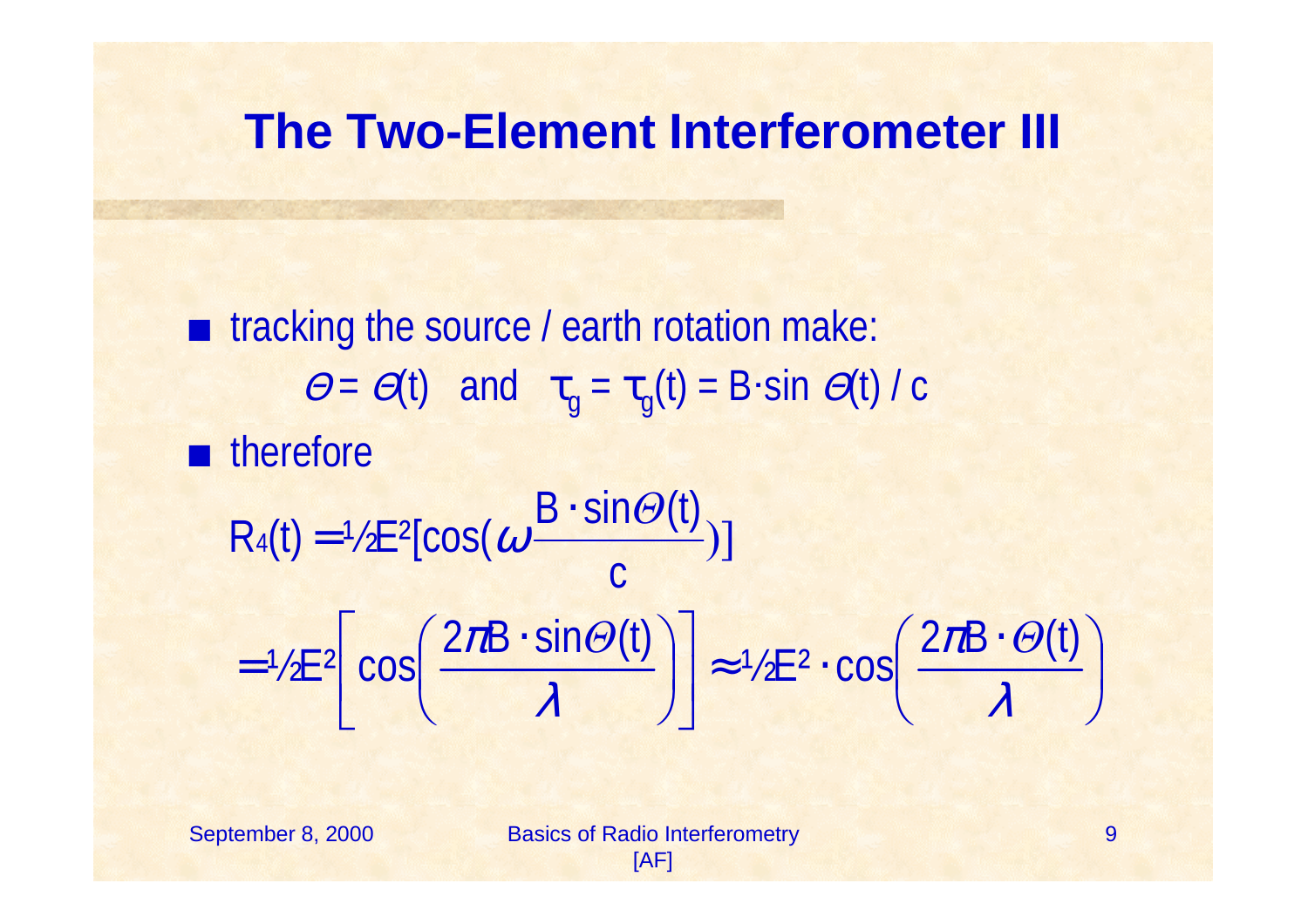# The Two-Element Interferometer III

- tracking the source / earth rotation make:

  $\Theta = \Theta(t)$ and $\tau_g = \tau_g(t) = B \cdot \sin \Theta(t) / c$

- therefore

$$R_4(t) = \tfrac{1}{2}E^2[\cos(\omega \frac{B \cdot \sin\Theta(t)}{c})]$$

$$= \tfrac{1}{2}E^2\left[\cos\left(\frac{2\pi B \cdot \sin\Theta(t)}{\lambda}\right)\right] \approx \tfrac{1}{2}E^2 \cdot \cos\left(\frac{2\pi B \cdot \Theta(t)}{\lambda}\right)$$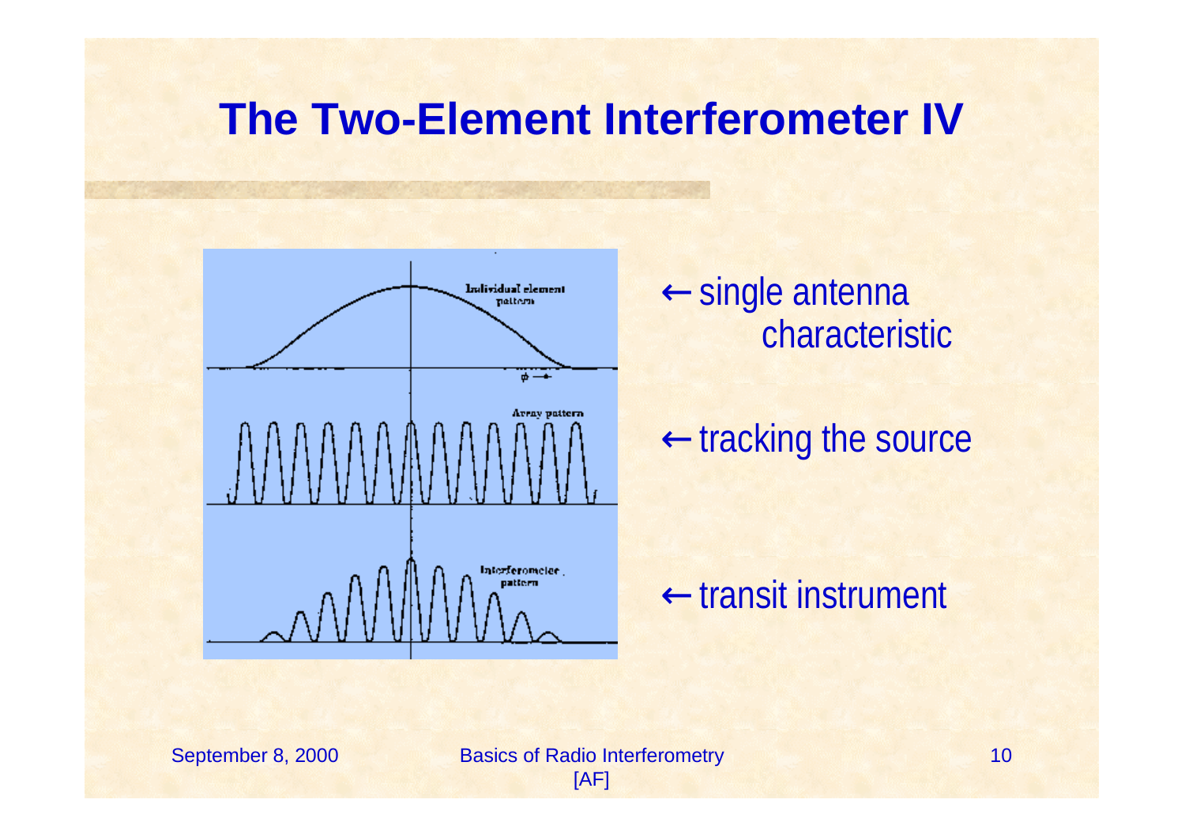# The Two-Element Interferometer IV

← single antenna characteristic

← tracking the source

← transit instrument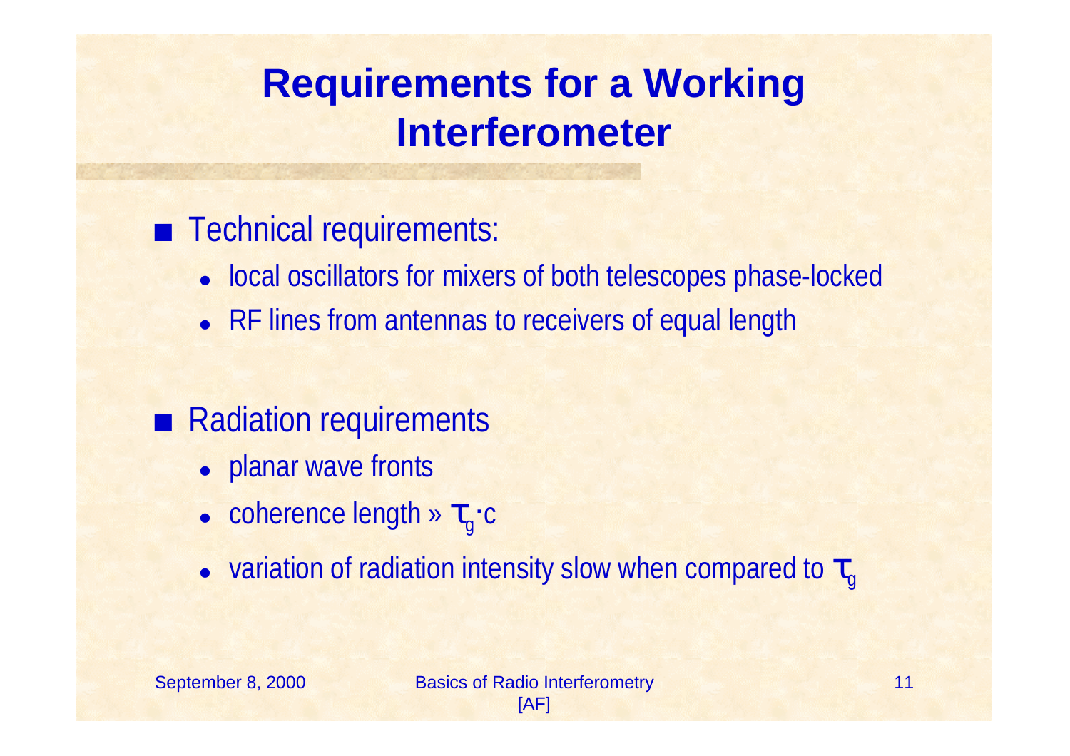# Requirements for a Working Interferometer

- Technical requirements:
  - local oscillators for mixers of both telescopes phase-locked
  - RF lines from antennas to receivers of equal length

- Radiation requirements
  - planar wave fronts
  - coherence length » $\tau_g \cdot c$
  - variation of radiation intensity slow when compared to $\tau_g$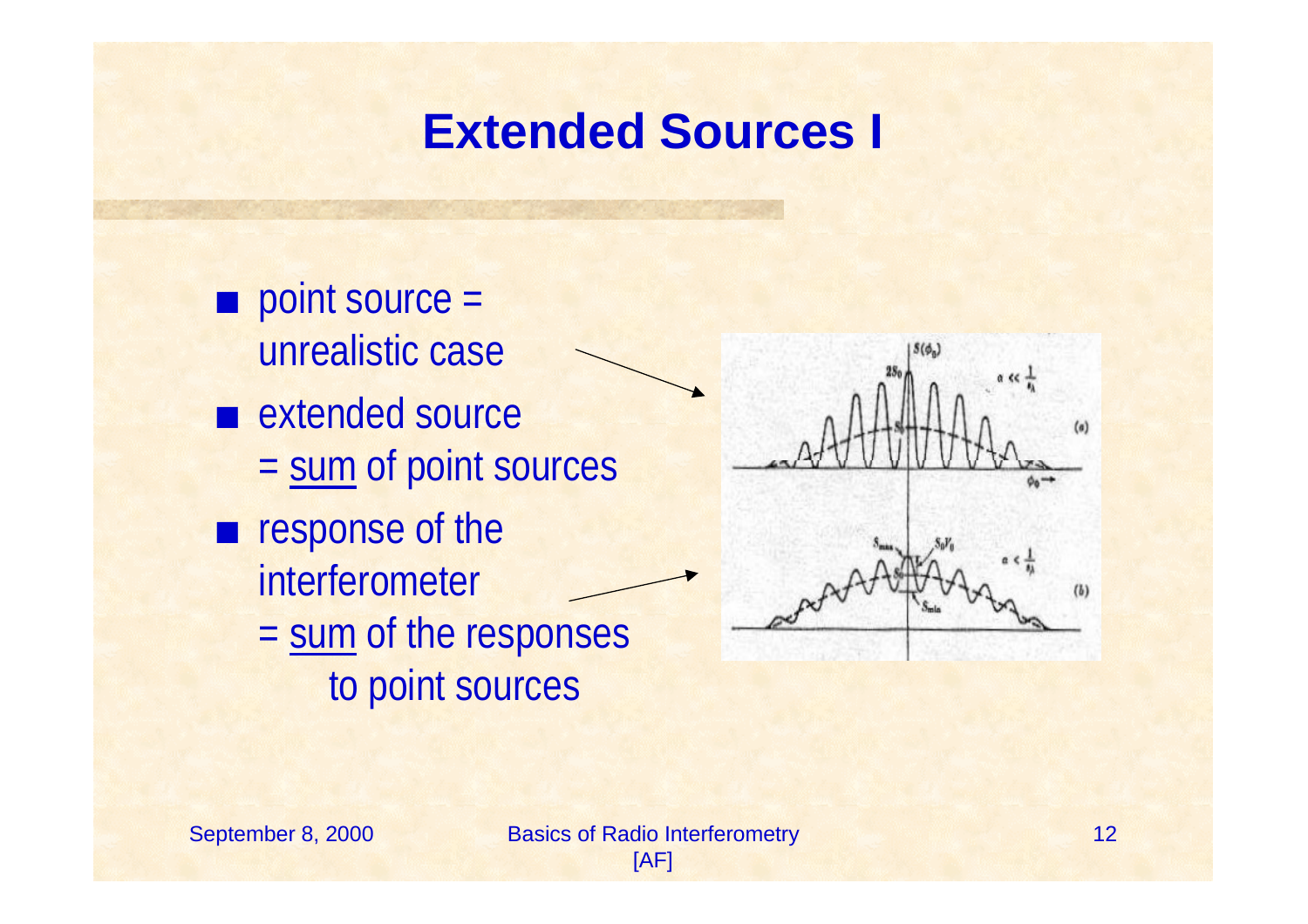# Extended Sources I

- point source = unrealistic case
- extended source = <u>sum</u> of point sources
- response of the interferometer = <u>sum</u> of the responses to point sources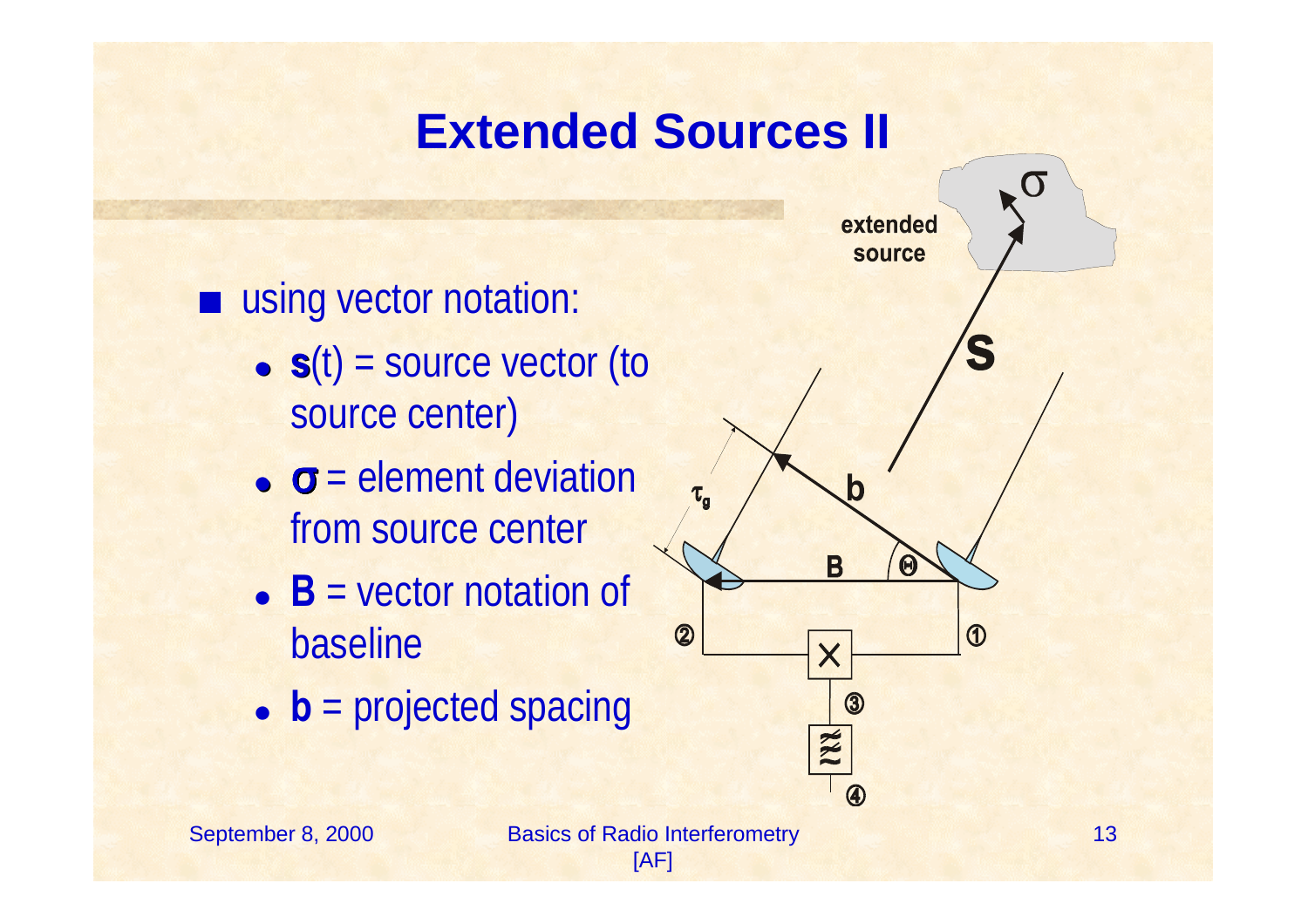# Extended Sources II

- using vector notation:
  - **s**(t) = source vector (to source center)
  - $\boldsymbol{\sigma}$ = element deviation from source center
  - **B** = vector notation of baseline
  - **b** = projected spacing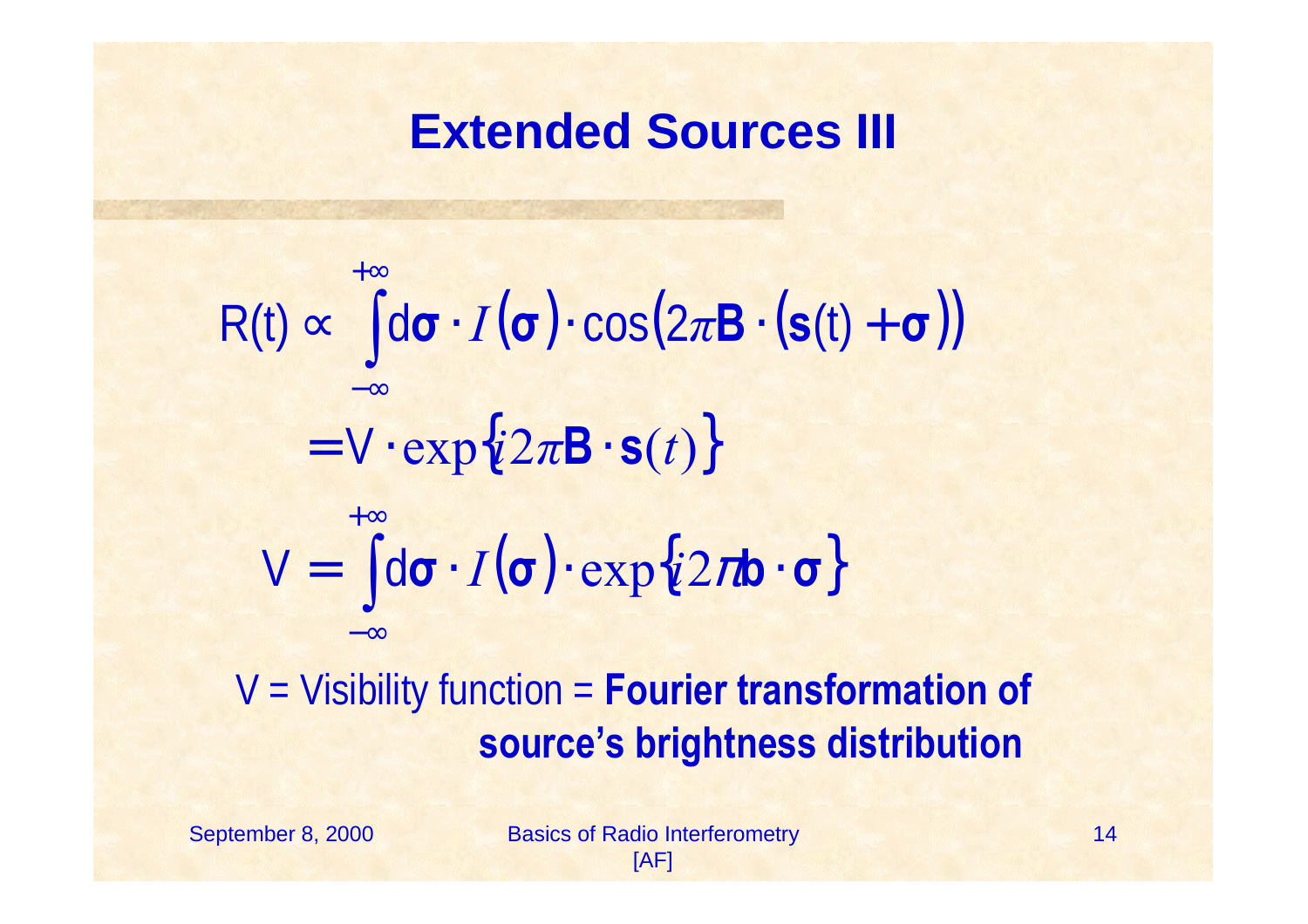# Extended Sources III

$$R(t) \propto \int_{-\infty}^{+\infty} d\boldsymbol{\sigma} \cdot I(\boldsymbol{\sigma}) \cdot \cos\left(2\pi \mathbf{B} \cdot (\mathbf{s}(t) + \boldsymbol{\sigma})\right)$$

$$= V \cdot \exp\left\{i 2\pi \mathbf{B} \cdot \mathbf{s}(t)\right\}$$

$$V = \int_{-\infty}^{+\infty} d\boldsymbol{\sigma} \cdot I(\boldsymbol{\sigma}) \cdot \exp\left\{i 2\pi \mathbf{b} \cdot \boldsymbol{\sigma}\right\}$$

V = Visibility function = **Fourier transformation of source's brightness distribution**

Basics of Radio Interferometry [AF]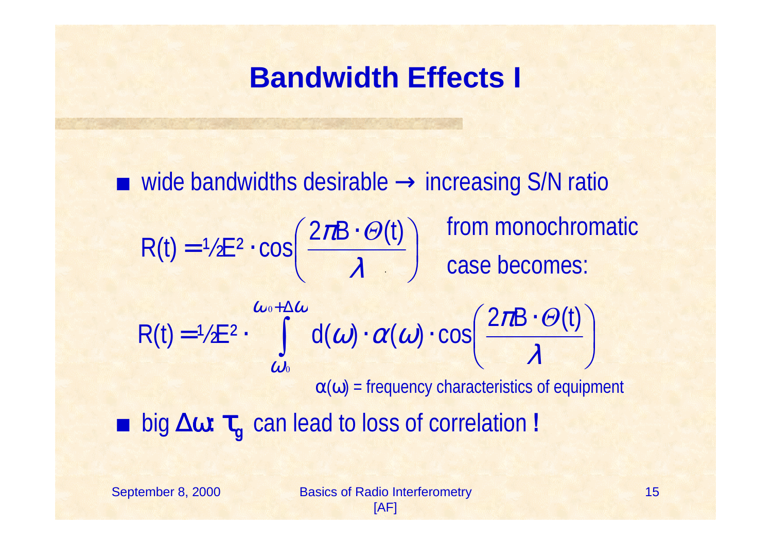# Bandwidth Effects I

- wide bandwidths desirable → increasing S/N ratio

$$R(t) = \tfrac{1}{2}E^2 \cdot \cos\left(\frac{2\pi B \cdot \Theta(t)}{\lambda}\right)$$

from monochromatic case becomes:

$$R(t) = \tfrac{1}{2}E^2 \cdot \int_{\omega_0}^{\omega_0+\Delta\omega} d(\omega) \cdot \alpha(\omega) \cdot \cos\left(\frac{2\pi B \cdot \Theta(t)}{\lambda}\right)$$

$\alpha(\omega)$ = frequency characteristics of equipment

- big $\Delta\omega$: $\tau_g$ can lead to loss of correlation !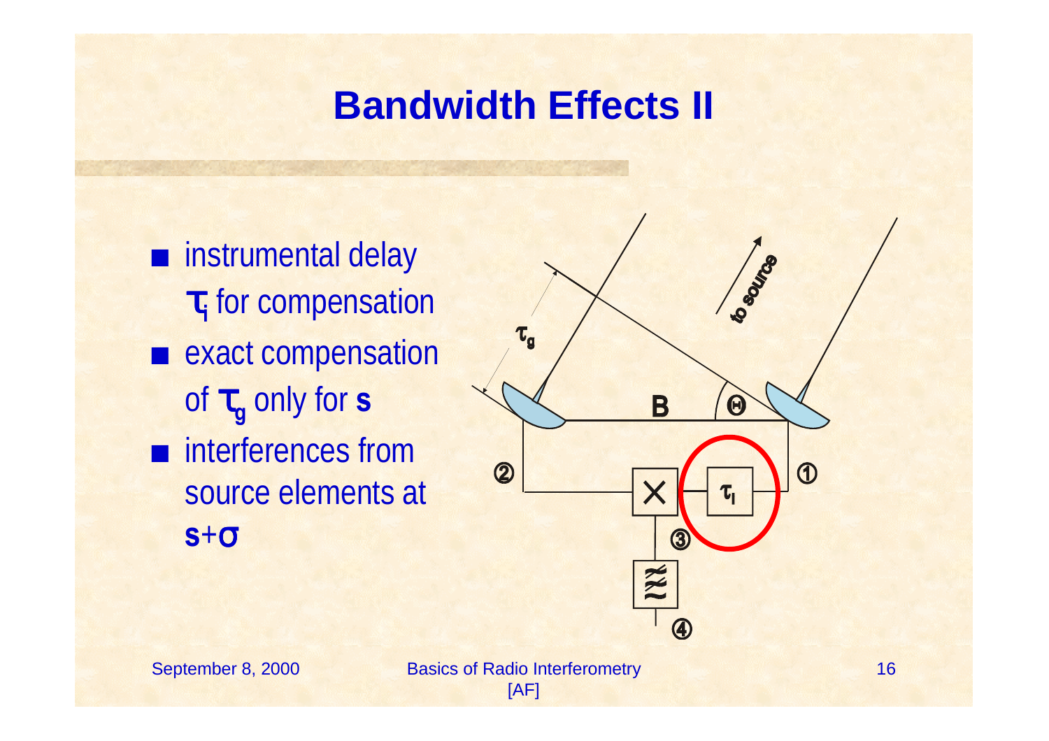# Bandwidth Effects II

- instrumental delay $\tau_i$ for compensation
- exact compensation of $\tau_g$ only for **s**
- interferences from source elements at **s**+$\sigma$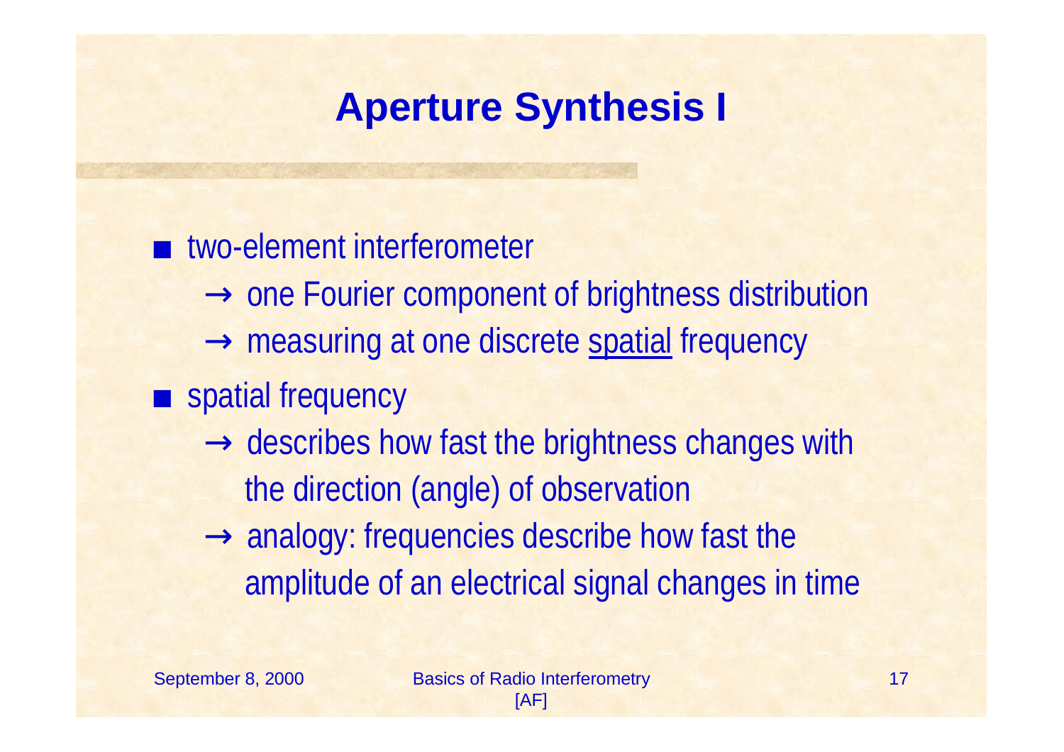# Aperture Synthesis I

- two-element interferometer
  - → one Fourier component of brightness distribution
  - → measuring at one discrete <u>spatial</u> frequency
- spatial frequency
  - → describes how fast the brightness changes with the direction (angle) of observation
  - → analogy: frequencies describe how fast the amplitude of an electrical signal changes in time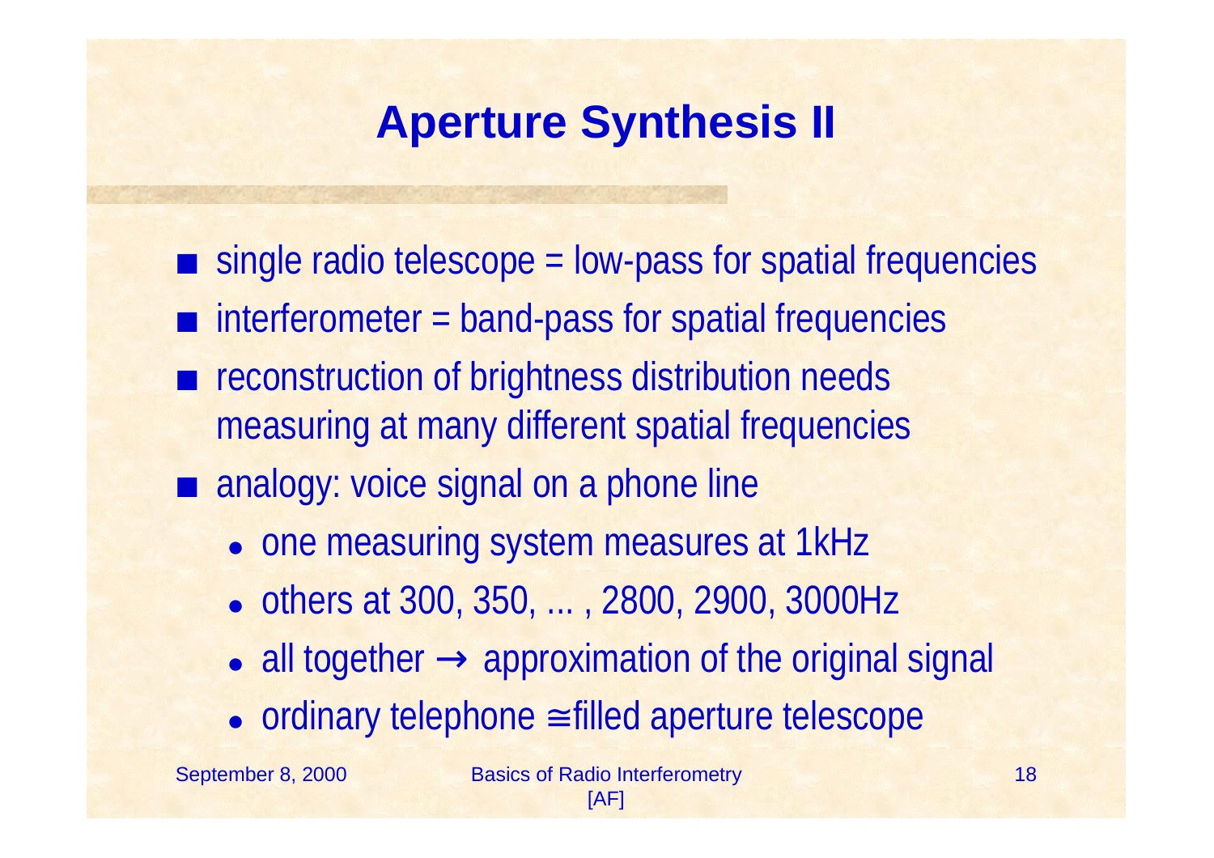# Aperture Synthesis II

- single radio telescope = low-pass for spatial frequencies
- interferometer = band-pass for spatial frequencies
- reconstruction of brightness distribution needs measuring at many different spatial frequencies
- analogy: voice signal on a phone line
  - one measuring system measures at 1kHz
  - others at 300, 350, ... , 2800, 2900, 3000Hz
  - all together → approximation of the original signal
  - ordinary telephone ≅ filled aperture telescope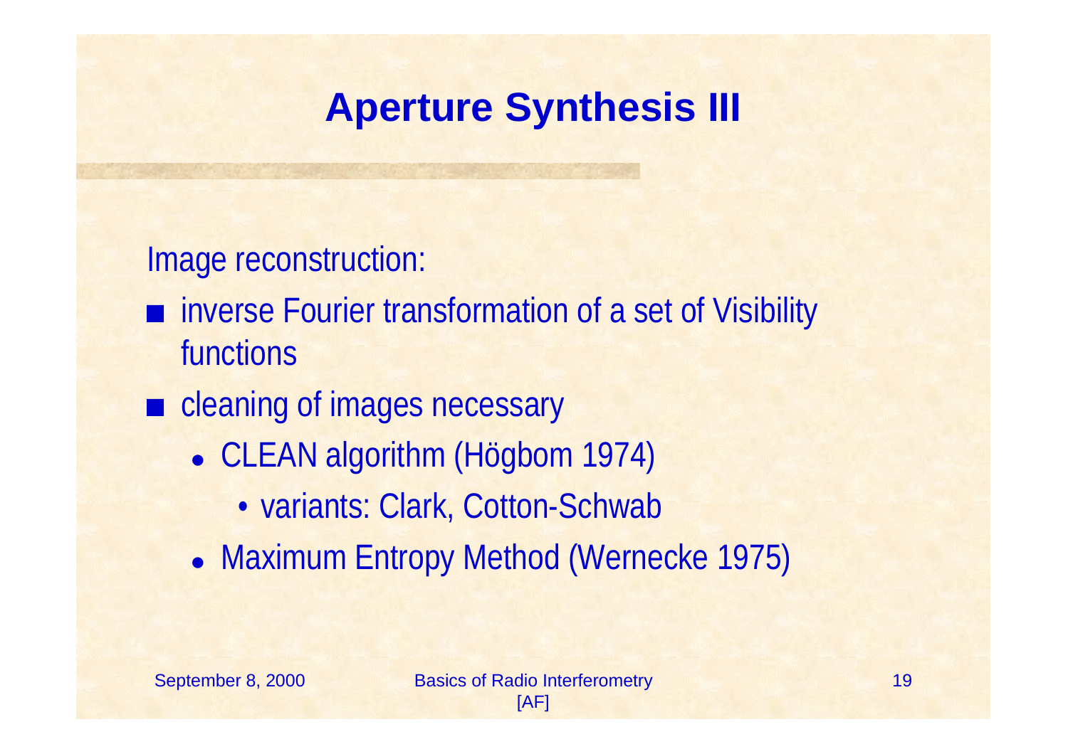# Aperture Synthesis III

Image reconstruction:

- inverse Fourier transformation of a set of Visibility functions
- cleaning of images necessary
  - CLEAN algorithm (Högbom 1974)
    - variants: Clark, Cotton-Schwab
  - Maximum Entropy Method (Wernecke 1975)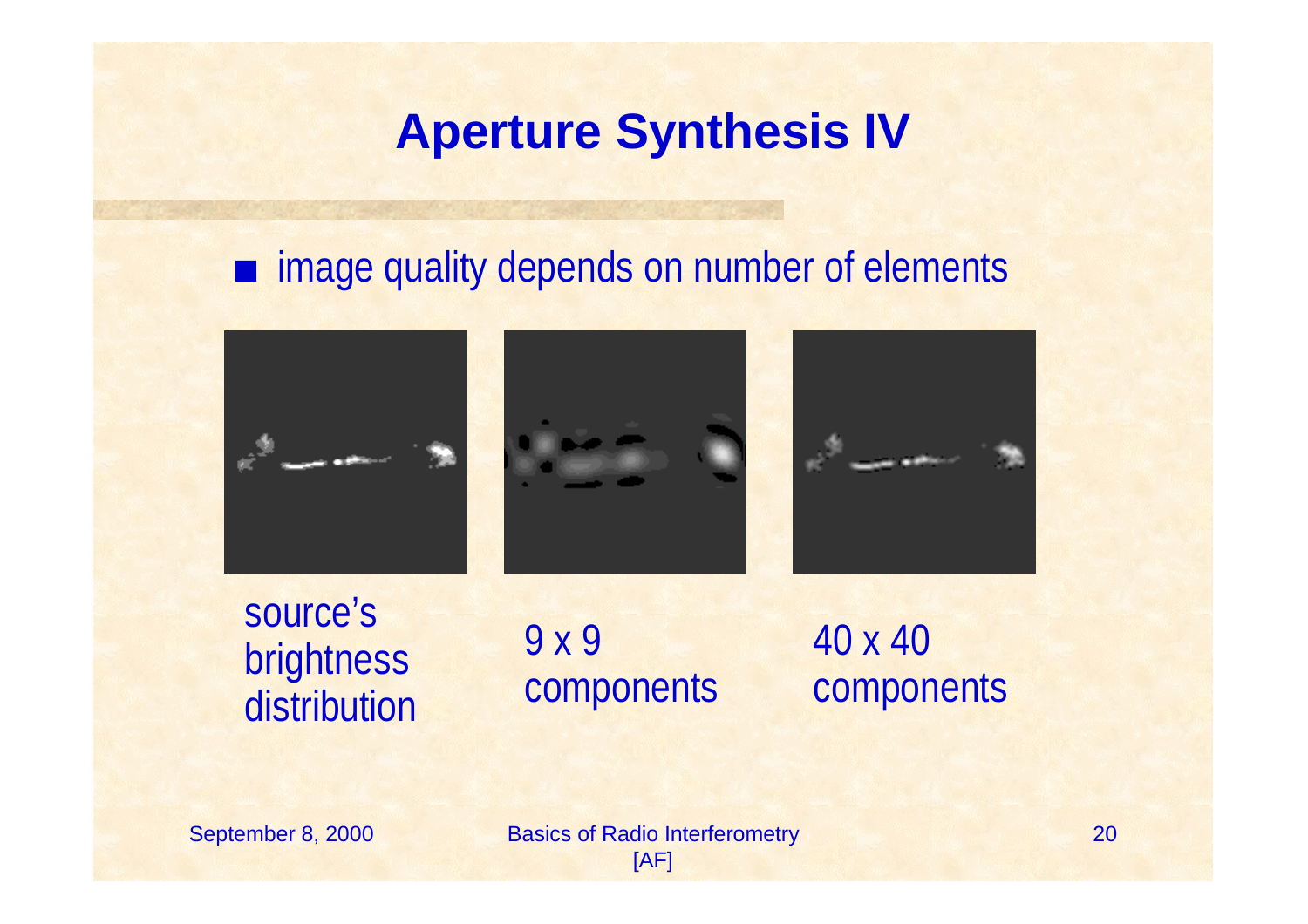# Aperture Synthesis IV

- image quality depends on number of elements

source's brightness distribution

9 x 9 components

40 x 40 components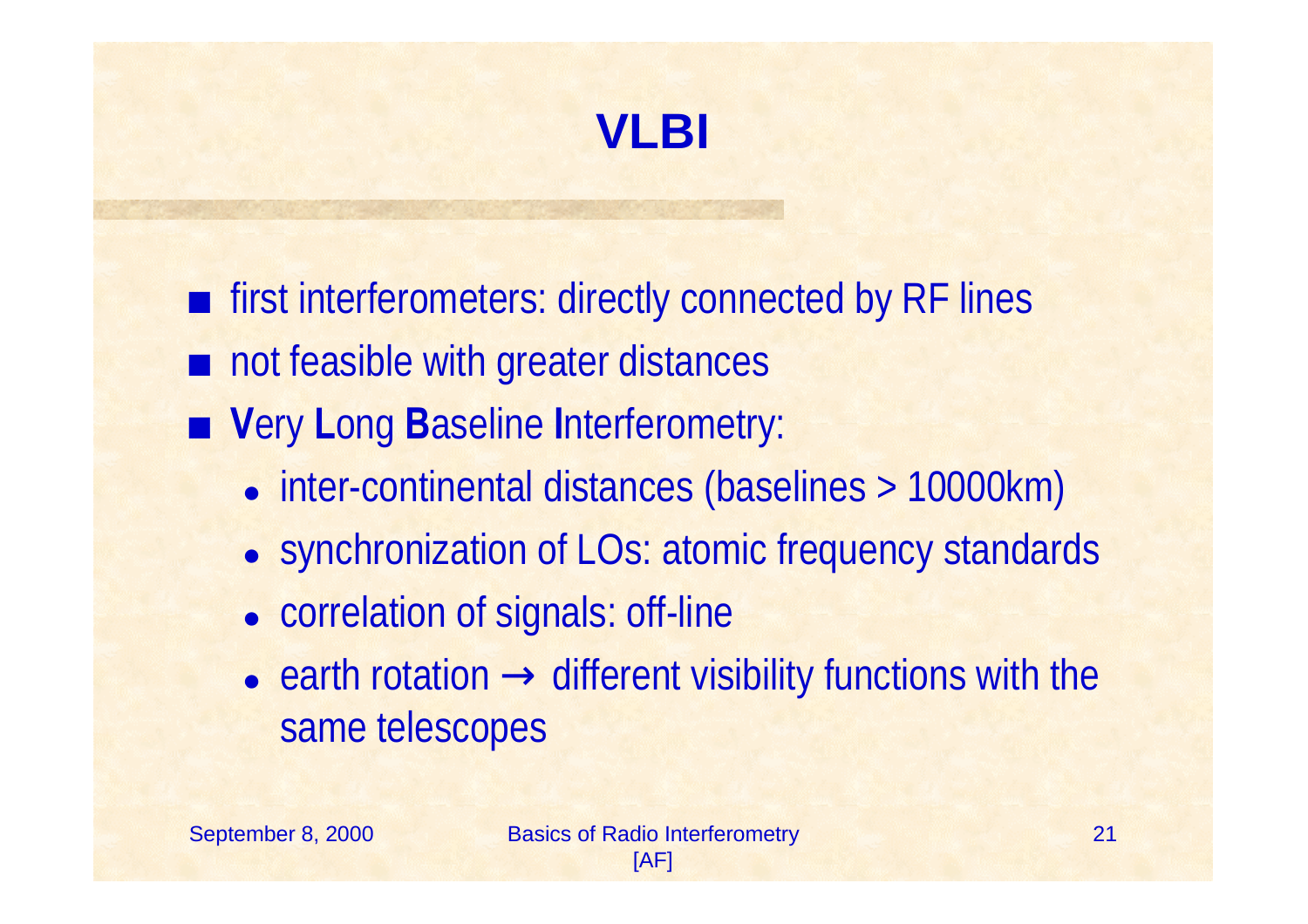# VLBI

- first interferometers: directly connected by RF lines
- not feasible with greater distances
- **V**ery **L**ong **B**aseline **I**nterferometry:
  - inter-continental distances (baselines > 10000km)
  - synchronization of LOs: atomic frequency standards
  - correlation of signals: off-line
  - earth rotation → different visibility functions with the same telescopes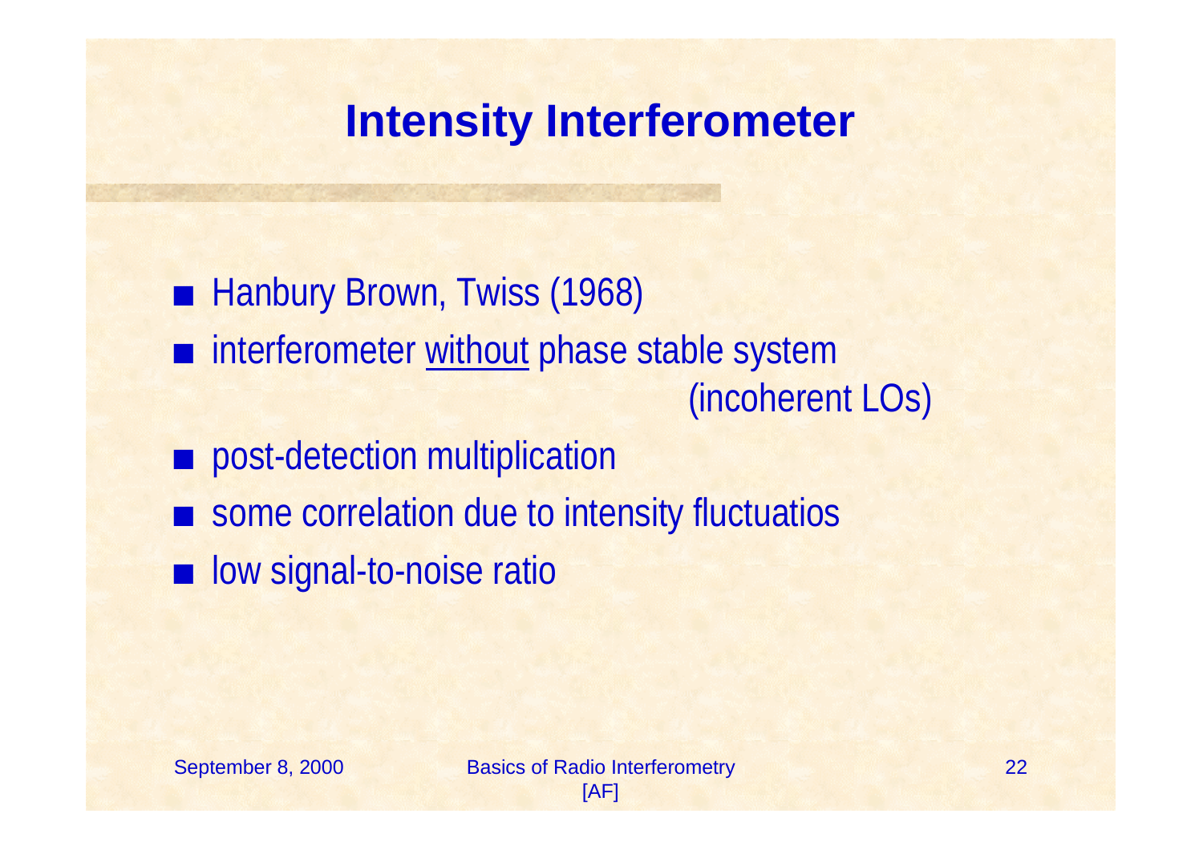# Intensity Interferometer

- Hanbury Brown, Twiss (1968)
- interferometer <u>without</u> phase stable system (incoherent LOs)
- post-detection multiplication
- some correlation due to intensity fluctuatios
- low signal-to-noise ratio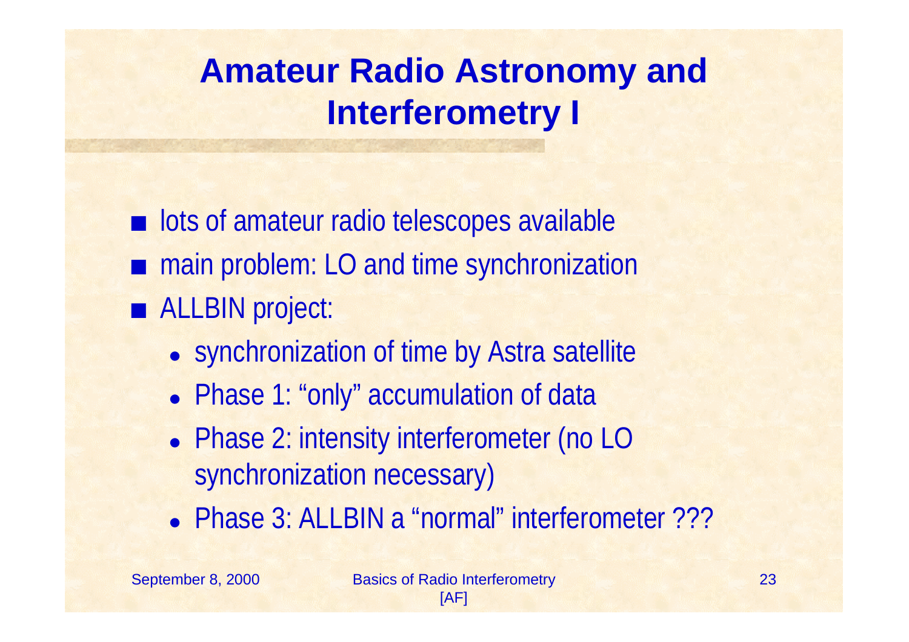# Amateur Radio Astronomy and Interferometry I

- lots of amateur radio telescopes available
- main problem: LO and time synchronization
- ALLBIN project:
  - synchronization of time by Astra satellite
  - Phase 1: “only” accumulation of data
  - Phase 2: intensity interferometer (no LO synchronization necessary)
  - Phase 3: ALLBIN a “normal” interferometer ???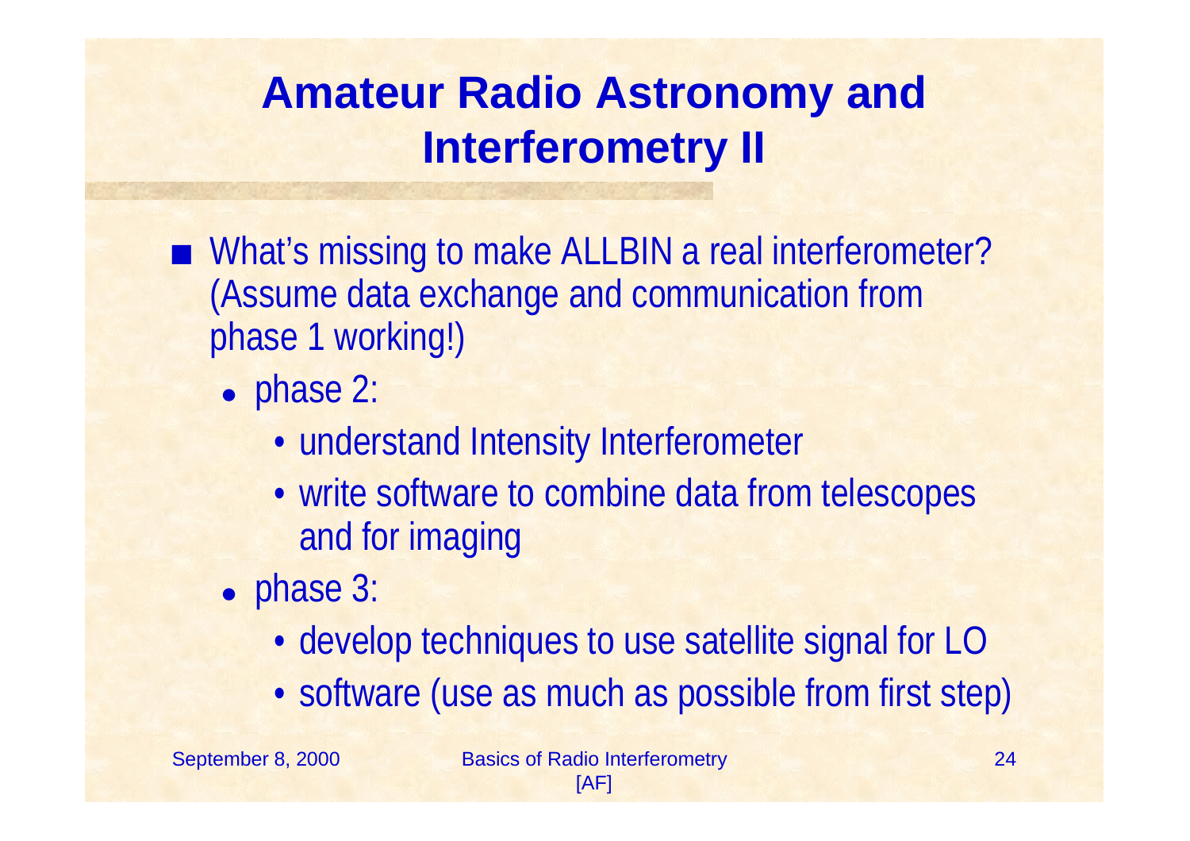# Amateur Radio Astronomy and Interferometry II

- What's missing to make ALLBIN a real interferometer? (Assume data exchange and communication from phase 1 working!)
  - phase 2:
    - understand Intensity Interferometer
    - write software to combine data from telescopes and for imaging
  - phase 3:
    - develop techniques to use satellite signal for LO
    - software (use as much as possible from first step)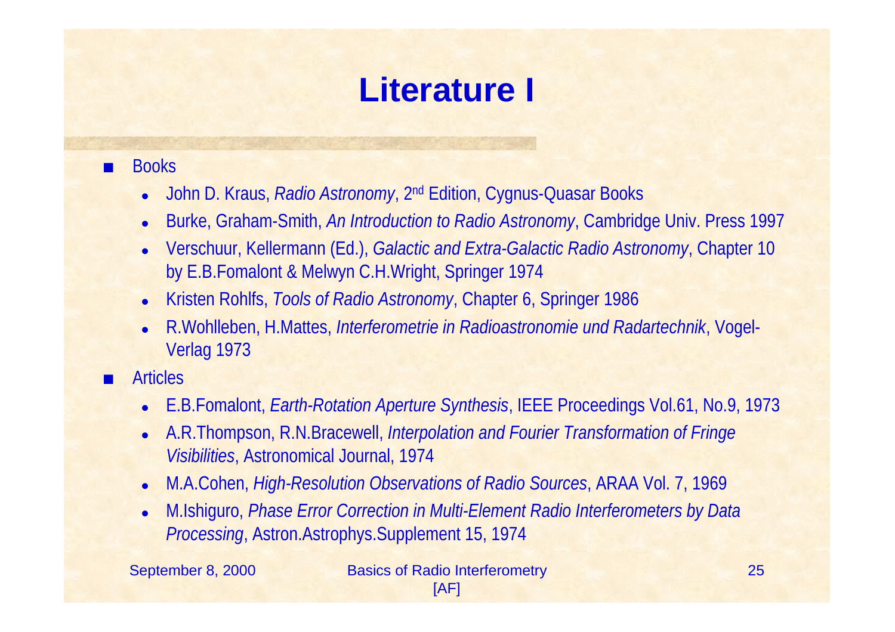# Literature I

- Books
  - John D. Kraus, *Radio Astronomy*, 2nd Edition, Cygnus-Quasar Books
  - Burke, Graham-Smith, *An Introduction to Radio Astronomy*, Cambridge Univ. Press 1997
  - Verschuur, Kellermann (Ed.), *Galactic and Extra-Galactic Radio Astronomy*, Chapter 10 by E.B.Fomalont & Melwyn C.H.Wright, Springer 1974
  - Kristen Rohlfs, *Tools of Radio Astronomy*, Chapter 6, Springer 1986
  - R.Wohlleben, H.Mattes, *Interferometrie in Radioastronomie und Radartechnik*, Vogel-Verlag 1973
- Articles
  - E.B.Fomalont, *Earth-Rotation Aperture Synthesis*, IEEE Proceedings Vol.61, No.9, 1973
  - A.R.Thompson, R.N.Bracewell, *Interpolation and Fourier Transformation of Fringe Visibilities*, Astronomical Journal, 1974
  - M.A.Cohen, *High-Resolution Observations of Radio Sources*, ARAA Vol. 7, 1969
  - M.Ishiguro, *Phase Error Correction in Multi-Element Radio Interferometers by Data Processing*, Astron.Astrophys.Supplement 15, 1974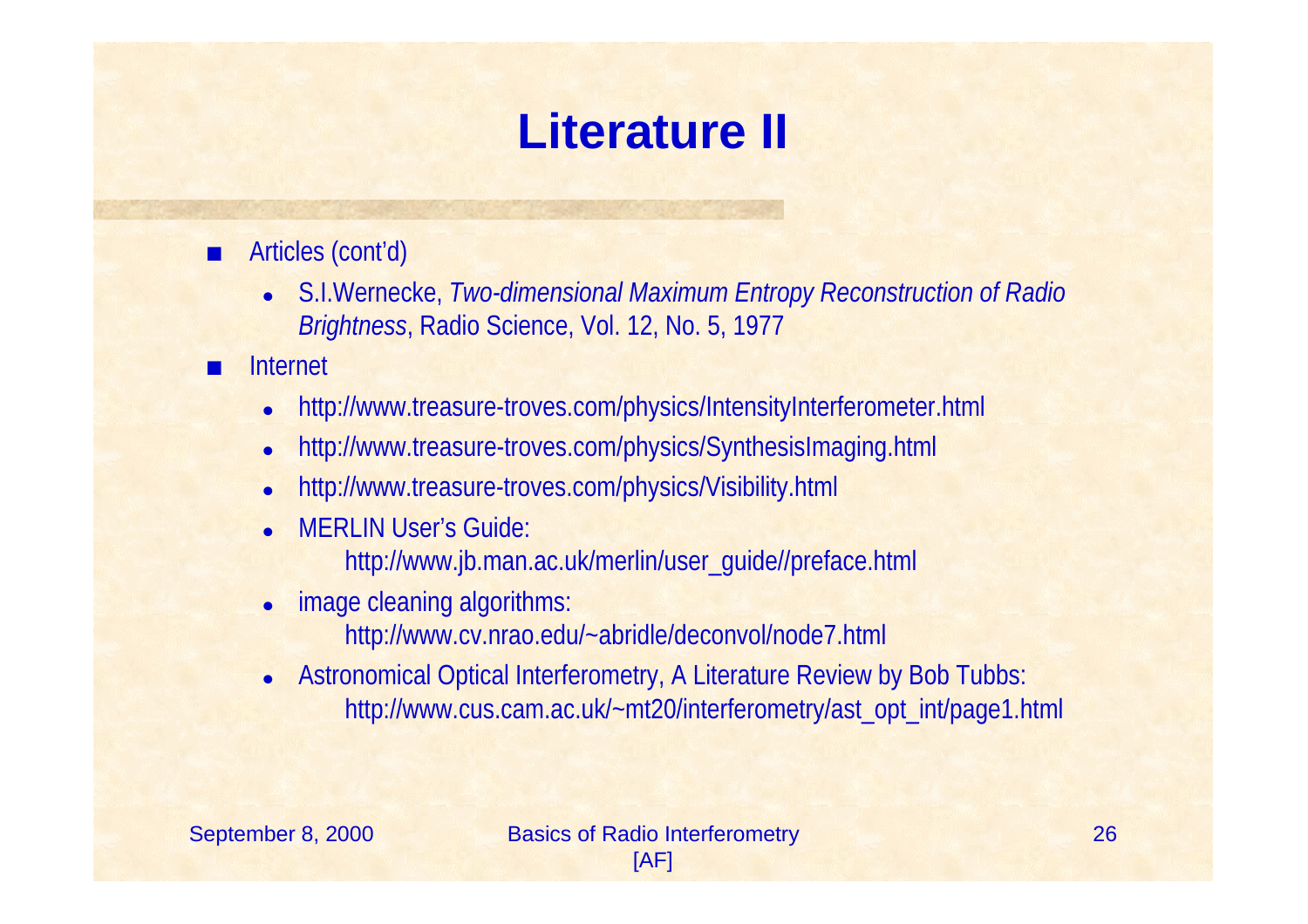# Literature II

- Articles (cont'd)
  - S.I.Wernecke, *Two-dimensional Maximum Entropy Reconstruction of Radio Brightness*, Radio Science, Vol. 12, No. 5, 1977
- Internet
  - http://www.treasure-troves.com/physics/IntensityInterferometer.html
  - http://www.treasure-troves.com/physics/SynthesisImaging.html
  - http://www.treasure-troves.com/physics/Visibility.html
  - MERLIN User's Guide:
    http://www.jb.man.ac.uk/merlin/user_guide//preface.html
  - image cleaning algorithms:
    http://www.cv.nrao.edu/~abridle/deconvol/node7.html
  - Astronomical Optical Interferometry, A Literature Review by Bob Tubbs:
    http://www.cus.cam.ac.uk/~mt20/interferometry/ast_opt_int/page1.html